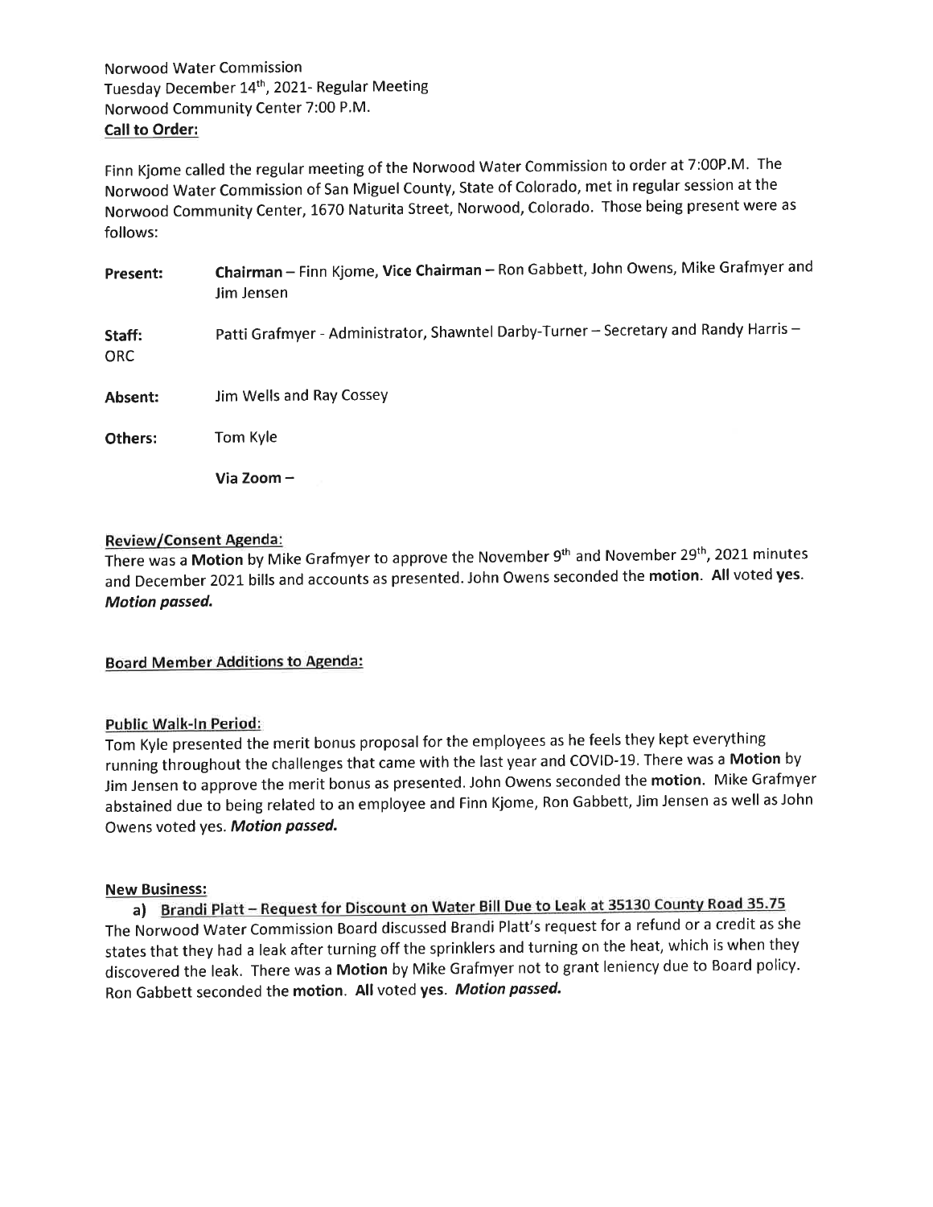Norwood Water Commission
Tuesday December 14th, 2021- Regular Meeting
Norwood Community Center 7:00 P.M.

**Call to Order:**

Finn Kjome called the regular meeting of the Norwood Water Commission to order at 7:00P.M. The Norwood Water Commission of San Miguel County, State of Colorado, met in regular session at the Norwood Community Center, 1670 Naturita Street, Norwood, Colorado. Those being present were as follows:

**Present:** **Chairman** – Finn Kjome, **Vice Chairman** – Ron Gabbett, John Owens, Mike Grafmyer and Jim Jensen

**Staff:** Patti Grafmyer - Administrator, Shawntel Darby-Turner – Secretary and Randy Harris – ORC

**Absent:** Jim Wells and Ray Cossey

**Others:** Tom Kyle

**Via Zoom –**

**Review/Consent Agenda:**

There was a **Motion** by Mike Grafmyer to approve the November 9th and November 29th, 2021 minutes and December 2021 bills and accounts as presented. John Owens seconded the **motion**. **All** voted **yes**. ***Motion passed.***

**Board Member Additions to Agenda:**

**Public Walk-In Period:**

Tom Kyle presented the merit bonus proposal for the employees as he feels they kept everything running throughout the challenges that came with the last year and COVID-19. There was a **Motion** by Jim Jensen to approve the merit bonus as presented. John Owens seconded the **motion**. Mike Grafmyer abstained due to being related to an employee and Finn Kjome, Ron Gabbett, Jim Jensen as well as John Owens voted yes. ***Motion passed.***

**New Business:**

a) Brandi Platt – Request for Discount on Water Bill Due to Leak at 35130 County Road 35.75

The Norwood Water Commission Board discussed Brandi Platt's request for a refund or a credit as she states that they had a leak after turning off the sprinklers and turning on the heat, which is when they discovered the leak. There was a **Motion** by Mike Grafmyer not to grant leniency due to Board policy. Ron Gabbett seconded the **motion**. **All** voted **yes**. ***Motion passed.***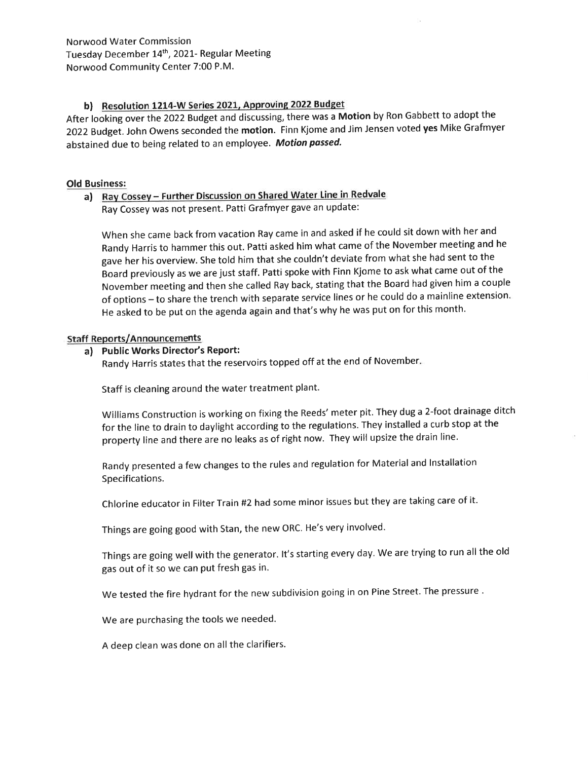Norwood Water Commission
Tuesday December 14th, 2021- Regular Meeting
Norwood Community Center 7:00 P.M.

**b) Resolution 1214-W Series 2021, Approving 2022 Budget**

After looking over the 2022 Budget and discussing, there was a **Motion** by Ron Gabbett to adopt the 2022 Budget. John Owens seconded the **motion**. Finn Kjome and Jim Jensen voted **yes** Mike Grafmyer abstained due to being related to an employee. ***Motion passed.***

**Old Business:**

**a) Ray Cossey – Further Discussion on Shared Water Line in Redvale**

Ray Cossey was not present. Patti Grafmyer gave an update:

When she came back from vacation Ray came in and asked if he could sit down with her and Randy Harris to hammer this out. Patti asked him what came of the November meeting and he gave her his overview. She told him that she couldn't deviate from what she had sent to the Board previously as we are just staff. Patti spoke with Finn Kjome to ask what came out of the November meeting and then she called Ray back, stating that the Board had given him a couple of options – to share the trench with separate service lines or he could do a mainline extension. He asked to be put on the agenda again and that's why he was put on for this month.

**Staff Reports/Announcements**

**a) Public Works Director's Report:**

Randy Harris states that the reservoirs topped off at the end of November.

Staff is cleaning around the water treatment plant.

Williams Construction is working on fixing the Reeds' meter pit. They dug a 2-foot drainage ditch for the line to drain to daylight according to the regulations. They installed a curb stop at the property line and there are no leaks as of right now. They will upsize the drain line.

Randy presented a few changes to the rules and regulation for Material and Installation Specifications.

Chlorine educator in Filter Train #2 had some minor issues but they are taking care of it.

Things are going good with Stan, the new ORC. He's very involved.

Things are going well with the generator. It's starting every day. We are trying to run all the old gas out of it so we can put fresh gas in.

We tested the fire hydrant for the new subdivision going in on Pine Street. The pressure .

We are purchasing the tools we needed.

A deep clean was done on all the clarifiers.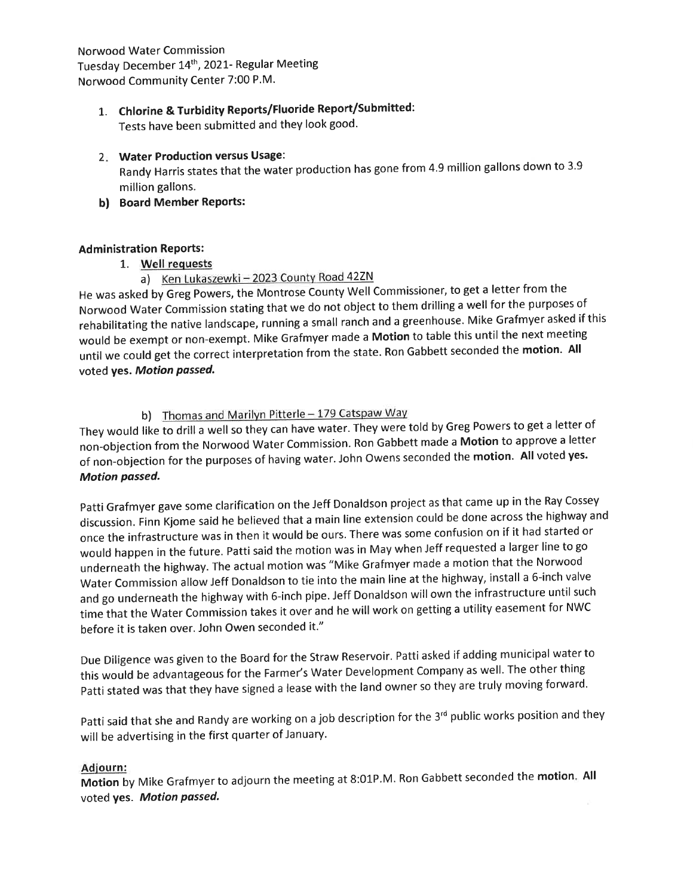Norwood Water Commission
Tuesday December 14th, 2021- Regular Meeting
Norwood Community Center 7:00 P.M.

1. **Chlorine & Turbidity Reports/Fluoride Report/Submitted:**
   Tests have been submitted and they look good.

2. **Water Production versus Usage:**
   Randy Harris states that the water production has gone from 4.9 million gallons down to 3.9 million gallons.

b) **Board Member Reports:**

**Administration Reports:**

1. Well requests

   a) Ken Lukaszewki – 2023 County Road 42ZN

He was asked by Greg Powers, the Montrose County Well Commissioner, to get a letter from the Norwood Water Commission stating that we do not object to them drilling a well for the purposes of rehabilitating the native landscape, running a small ranch and a greenhouse. Mike Grafmyer asked if this would be exempt or non-exempt. Mike Grafmyer made a **Motion** to table this until the next meeting until we could get the correct interpretation from the state. Ron Gabbett seconded the **motion. All** voted **yes.** ***Motion passed.***

   b) Thomas and Marilyn Pitterle – 179 Catspaw Way

They would like to drill a well so they can have water. They were told by Greg Powers to get a letter of non-objection from the Norwood Water Commission. Ron Gabbett made a **Motion** to approve a letter of non-objection for the purposes of having water. John Owens seconded the **motion. All** voted **yes.** ***Motion passed.***

Patti Grafmyer gave some clarification on the Jeff Donaldson project as that came up in the Ray Cossey discussion. Finn Kjome said he believed that a main line extension could be done across the highway and once the infrastructure was in then it would be ours. There was some confusion on if it had started or would happen in the future. Patti said the motion was in May when Jeff requested a larger line to go underneath the highway. The actual motion was "Mike Grafmyer made a motion that the Norwood Water Commission allow Jeff Donaldson to tie into the main line at the highway, install a 6-inch valve and go underneath the highway with 6-inch pipe. Jeff Donaldson will own the infrastructure until such time that the Water Commission takes it over and he will work on getting a utility easement for NWC before it is taken over. John Owen seconded it."

Due Diligence was given to the Board for the Straw Reservoir. Patti asked if adding municipal water to this would be advantageous for the Farmer's Water Development Company as well. The other thing Patti stated was that they have signed a lease with the land owner so they are truly moving forward.

Patti said that she and Randy are working on a job description for the 3rd public works position and they will be advertising in the first quarter of January.

**Adjourn:**

**Motion** by Mike Grafmyer to adjourn the meeting at 8:01P.M. Ron Gabbett seconded the **motion. All** voted **yes.** ***Motion passed.***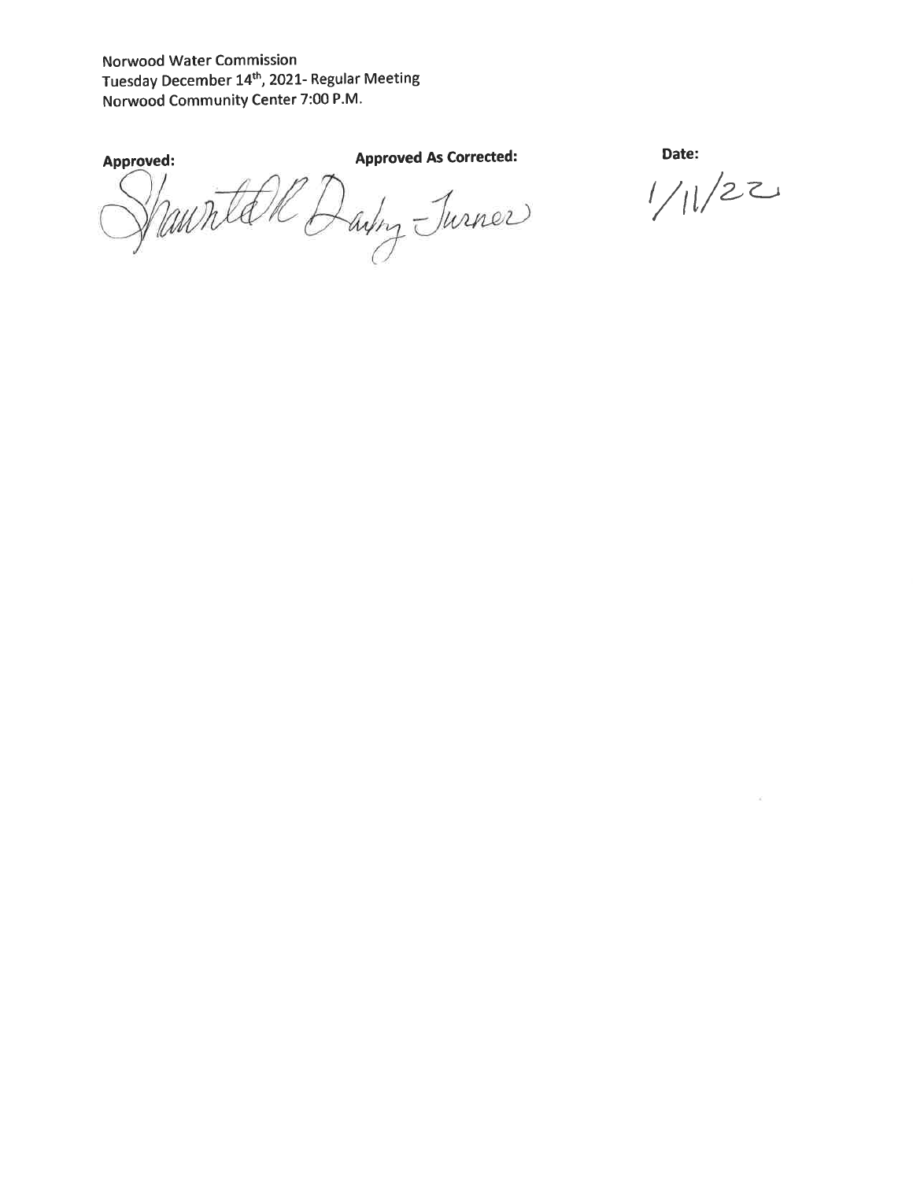Norwood Water Commission
Tuesday December 14th, 2021- Regular Meeting
Norwood Community Center 7:00 P.M.

**Approved:** **Approved As Corrected:** **Date:**

Shauntell R Darby-Turner 1/11/22